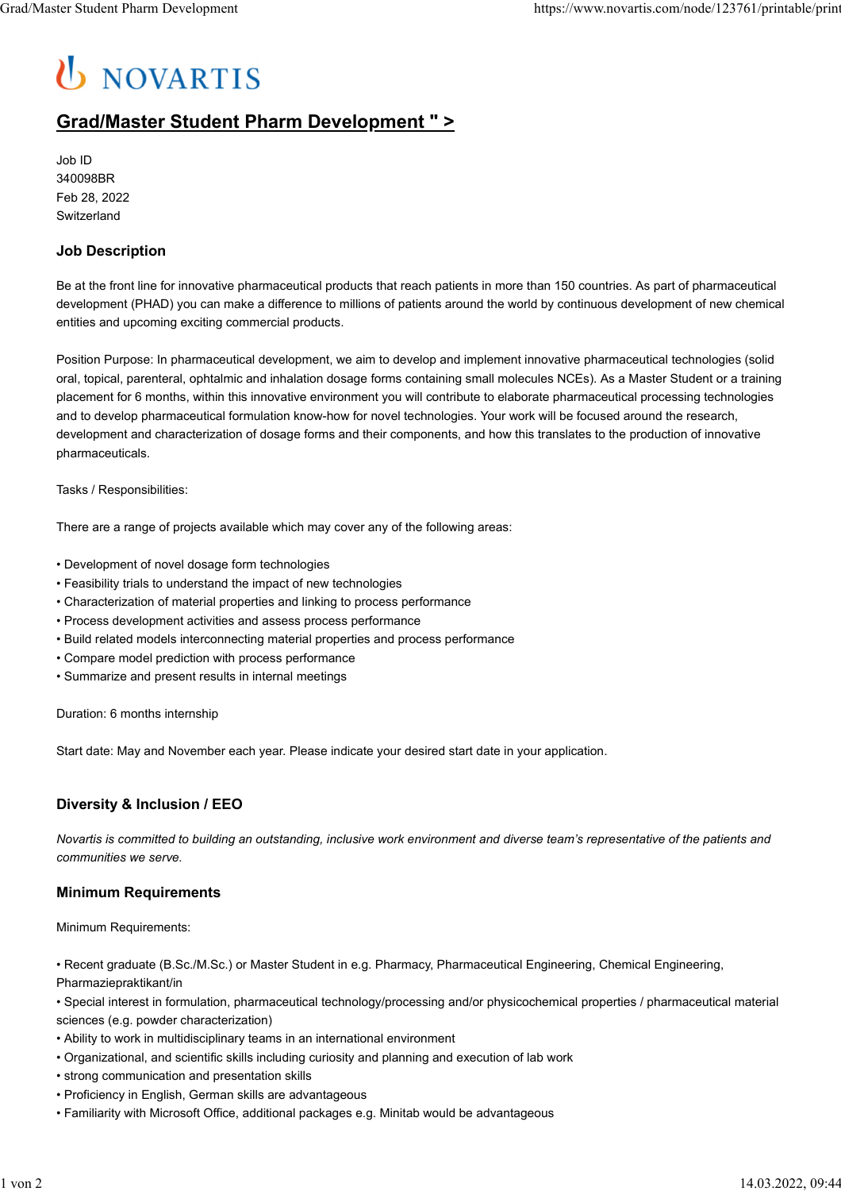NOVARTIS

# Grad/Master Student Pharm Development " >

Job ID
340098BR
Feb 28, 2022
Switzerland

## Job Description

Be at the front line for innovative pharmaceutical products that reach patients in more than 150 countries. As part of pharmaceutical development (PHAD) you can make a difference to millions of patients around the world by continuous development of new chemical entities and upcoming exciting commercial products.

Position Purpose: In pharmaceutical development, we aim to develop and implement innovative pharmaceutical technologies (solid oral, topical, parenteral, ophtalmic and inhalation dosage forms containing small molecules NCEs). As a Master Student or a training placement for 6 months, within this innovative environment you will contribute to elaborate pharmaceutical processing technologies and to develop pharmaceutical formulation know-how for novel technologies. Your work will be focused around the research, development and characterization of dosage forms and their components, and how this translates to the production of innovative pharmaceuticals.

Tasks / Responsibilities:

There are a range of projects available which may cover any of the following areas:

- Development of novel dosage form technologies
- Feasibility trials to understand the impact of new technologies
- Characterization of material properties and linking to process performance
- Process development activities and assess process performance
- Build related models interconnecting material properties and process performance
- Compare model prediction with process performance
- Summarize and present results in internal meetings

Duration: 6 months internship

Start date: May and November each year. Please indicate your desired start date in your application.

## Diversity & Inclusion / EEO

*Novartis is committed to building an outstanding, inclusive work environment and diverse team's representative of the patients and communities we serve.*

## Minimum Requirements

Minimum Requirements:

- Recent graduate (B.Sc./M.Sc.) or Master Student in e.g. Pharmacy, Pharmaceutical Engineering, Chemical Engineering, Pharmaziepraktikant/in
- Special interest in formulation, pharmaceutical technology/processing and/or physicochemical properties / pharmaceutical material sciences (e.g. powder characterization)
- Ability to work in multidisciplinary teams in an international environment
- Organizational, and scientific skills including curiosity and planning and execution of lab work
- strong communication and presentation skills
- Proficiency in English, German skills are advantageous
- Familiarity with Microsoft Office, additional packages e.g. Minitab would be advantageous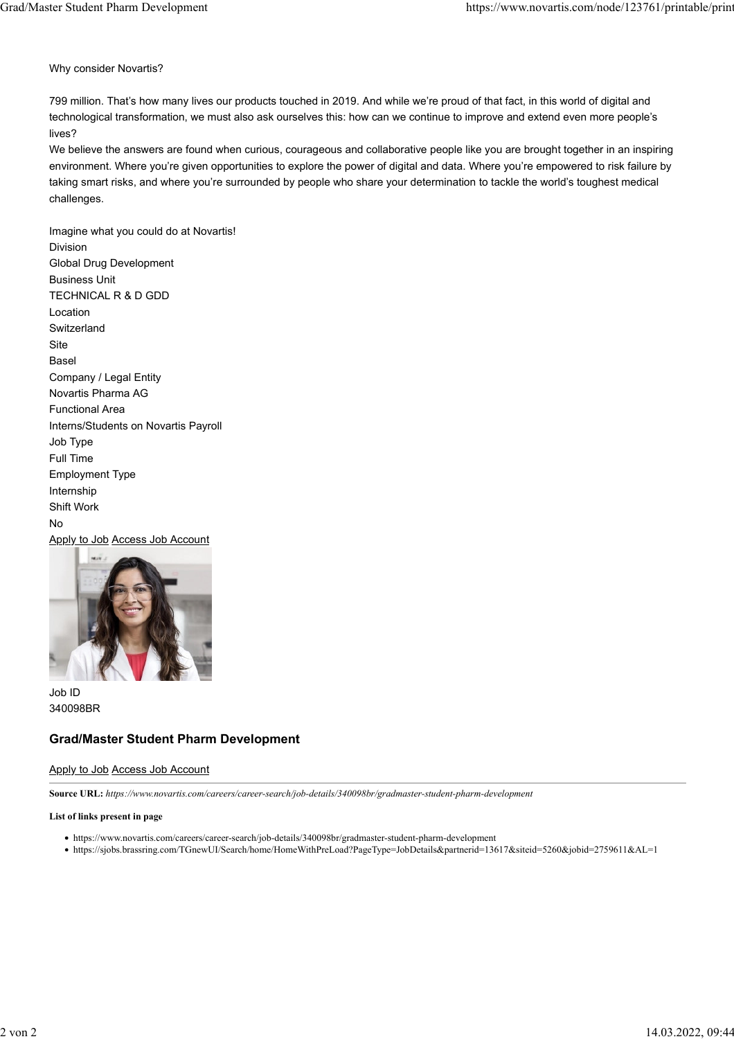Why consider Novartis?

799 million. That's how many lives our products touched in 2019. And while we're proud of that fact, in this world of digital and technological transformation, we must also ask ourselves this: how can we continue to improve and extend even more people's lives?

We believe the answers are found when curious, courageous and collaborative people like you are brought together in an inspiring environment. Where you're given opportunities to explore the power of digital and data. Where you're empowered to risk failure by taking smart risks, and where you're surrounded by people who share your determination to tackle the world's toughest medical challenges.

Imagine what you could do at Novartis!

Division
Global Drug Development
Business Unit
TECHNICAL R & D GDD
Location
Switzerland
Site
Basel
Company / Legal Entity
Novartis Pharma AG
Functional Area
Interns/Students on Novartis Payroll
Job Type
Full Time
Employment Type
Internship
Shift Work
No

Apply to Job Access Job Account

Job ID
340098BR

### Grad/Master Student Pharm Development

Apply to Job Access Job Account

---

**Source URL:** *https://www.novartis.com/careers/career-search/job-details/340098br/gradmaster-student-pharm-development*

**List of links present in page**

- https://www.novartis.com/careers/career-search/job-details/340098br/gradmaster-student-pharm-development
- https://sjobs.brassring.com/TGnewUI/Search/home/HomeWithPreLoad?PageType=JobDetails&partnerid=13617&siteid=5260&jobid=2759611&AL=1